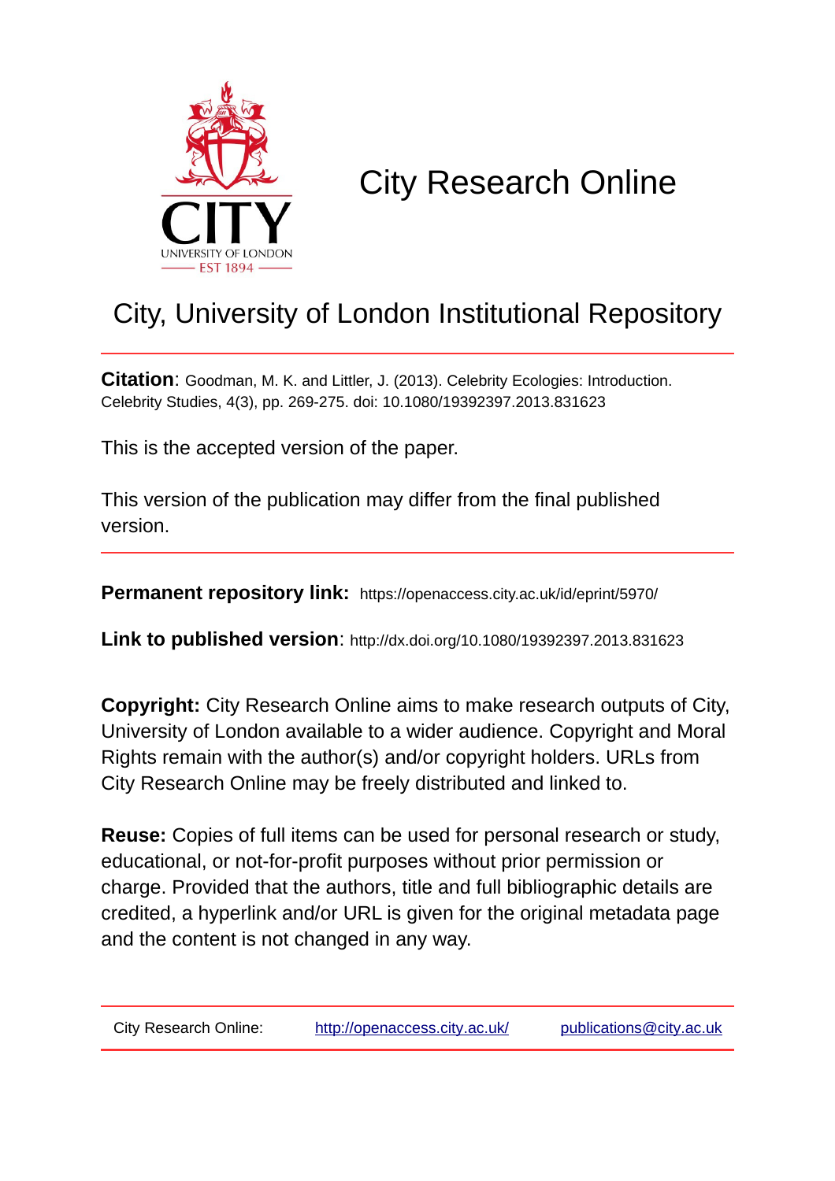# City Research Online

## City, University of London Institutional Repository

**Citation**: Goodman, M. K. and Littler, J. (2013). Celebrity Ecologies: Introduction. Celebrity Studies, 4(3), pp. 269-275. doi: 10.1080/19392397.2013.831623

This is the accepted version of the paper.

This version of the publication may differ from the final published version.

**Permanent repository link:** https://openaccess.city.ac.uk/id/eprint/5970/

**Link to published version**: http://dx.doi.org/10.1080/19392397.2013.831623

**Copyright:** City Research Online aims to make research outputs of City, University of London available to a wider audience. Copyright and Moral Rights remain with the author(s) and/or copyright holders. URLs from City Research Online may be freely distributed and linked to.

**Reuse:** Copies of full items can be used for personal research or study, educational, or not-for-profit purposes without prior permission or charge. Provided that the authors, title and full bibliographic details are credited, a hyperlink and/or URL is given for the original metadata page and the content is not changed in any way.

City Research Online: http://openaccess.city.ac.uk/ publications@city.ac.uk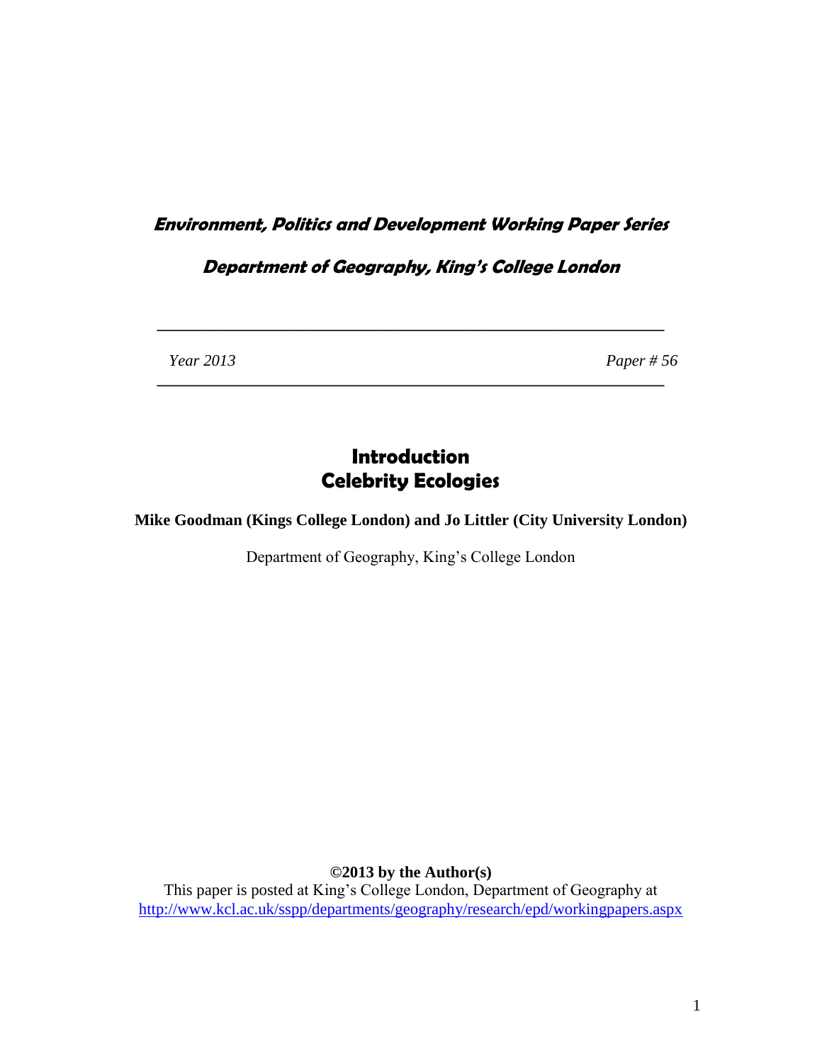***Environment, Politics and Development Working Paper Series***

***Department of Geography, King's College London***

---

*Year 2013* *Paper # 56*

---

# Introduction
# Celebrity Ecologies

**Mike Goodman (Kings College London) and Jo Littler (City University London)**

Department of Geography, King's College London

**©2013 by the Author(s)**

This paper is posted at King's College London, Department of Geography at
http://www.kcl.ac.uk/sspp/departments/geography/research/epd/workingpapers.aspx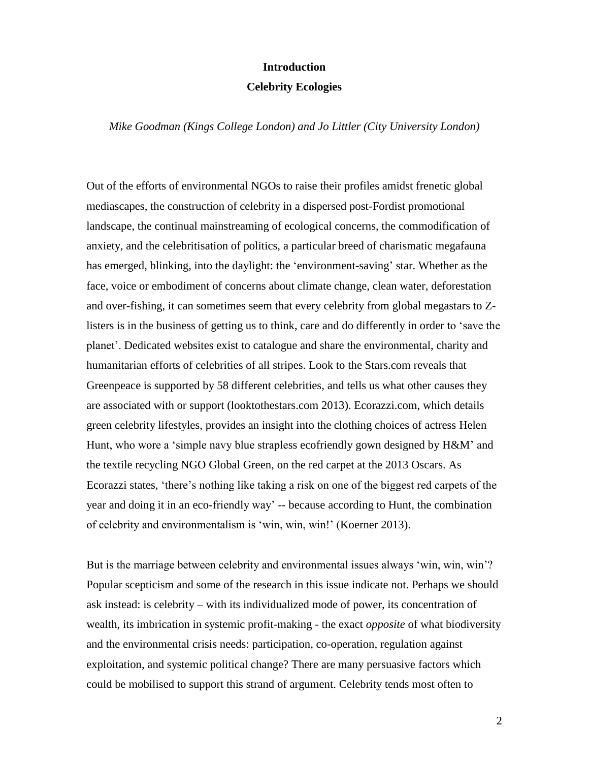# Introduction

## Celebrity Ecologies

*Mike Goodman (Kings College London) and Jo Littler (City University London)*

Out of the efforts of environmental NGOs to raise their profiles amidst frenetic global mediascapes, the construction of celebrity in a dispersed post-Fordist promotional landscape, the continual mainstreaming of ecological concerns, the commodification of anxiety, and the celebritisation of politics, a particular breed of charismatic megafauna has emerged, blinking, into the daylight: the 'environment-saving' star. Whether as the face, voice or embodiment of concerns about climate change, clean water, deforestation and over-fishing, it can sometimes seem that every celebrity from global megastars to Z-listers is in the business of getting us to think, care and do differently in order to 'save the planet'. Dedicated websites exist to catalogue and share the environmental, charity and humanitarian efforts of celebrities of all stripes. Look to the Stars.com reveals that Greenpeace is supported by 58 different celebrities, and tells us what other causes they are associated with or support (looktothestars.com 2013). Ecorazzi.com, which details green celebrity lifestyles, provides an insight into the clothing choices of actress Helen Hunt, who wore a 'simple navy blue strapless ecofriendly gown designed by H&M' and the textile recycling NGO Global Green, on the red carpet at the 2013 Oscars. As Ecorazzi states, 'there's nothing like taking a risk on one of the biggest red carpets of the year and doing it in an eco-friendly way' -- because according to Hunt, the combination of celebrity and environmentalism is 'win, win, win!' (Koerner 2013).

But is the marriage between celebrity and environmental issues always 'win, win, win'? Popular scepticism and some of the research in this issue indicate not. Perhaps we should ask instead: is celebrity – with its individualized mode of power, its concentration of wealth, its imbrication in systemic profit-making - the exact *opposite* of what biodiversity and the environmental crisis needs: participation, co-operation, regulation against exploitation, and systemic political change? There are many persuasive factors which could be mobilised to support this strand of argument. Celebrity tends most often to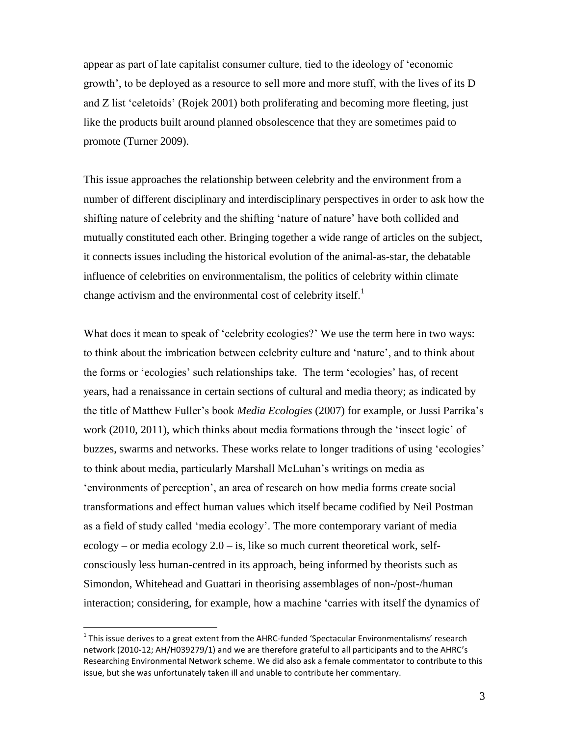appear as part of late capitalist consumer culture, tied to the ideology of 'economic growth', to be deployed as a resource to sell more and more stuff, with the lives of its D and Z list 'celetoids' (Rojek 2001) both proliferating and becoming more fleeting, just like the products built around planned obsolescence that they are sometimes paid to promote (Turner 2009).

This issue approaches the relationship between celebrity and the environment from a number of different disciplinary and interdisciplinary perspectives in order to ask how the shifting nature of celebrity and the shifting 'nature of nature' have both collided and mutually constituted each other. Bringing together a wide range of articles on the subject, it connects issues including the historical evolution of the animal-as-star, the debatable influence of celebrities on environmentalism, the politics of celebrity within climate change activism and the environmental cost of celebrity itself.[1]

What does it mean to speak of 'celebrity ecologies?' We use the term here in two ways: to think about the imbrication between celebrity culture and 'nature', and to think about the forms or 'ecologies' such relationships take. The term 'ecologies' has, of recent years, had a renaissance in certain sections of cultural and media theory; as indicated by the title of Matthew Fuller's book *Media Ecologies* (2007) for example, or Jussi Parrika's work (2010, 2011), which thinks about media formations through the 'insect logic' of buzzes, swarms and networks. These works relate to longer traditions of using 'ecologies' to think about media, particularly Marshall McLuhan's writings on media as 'environments of perception', an area of research on how media forms create social transformations and effect human values which itself became codified by Neil Postman as a field of study called 'media ecology'. The more contemporary variant of media ecology – or media ecology 2.0 – is, like so much current theoretical work, self-consciously less human-centred in its approach, being informed by theorists such as Simondon, Whitehead and Guattari in theorising assemblages of non-/post-/human interaction; considering, for example, how a machine 'carries with itself the dynamics of

[1] This issue derives to a great extent from the AHRC-funded 'Spectacular Environmentalisms' research network (2010-12; AH/H039279/1) and we are therefore grateful to all participants and to the AHRC's Researching Environmental Network scheme. We did also ask a female commentator to contribute to this issue, but she was unfortunately taken ill and unable to contribute her commentary.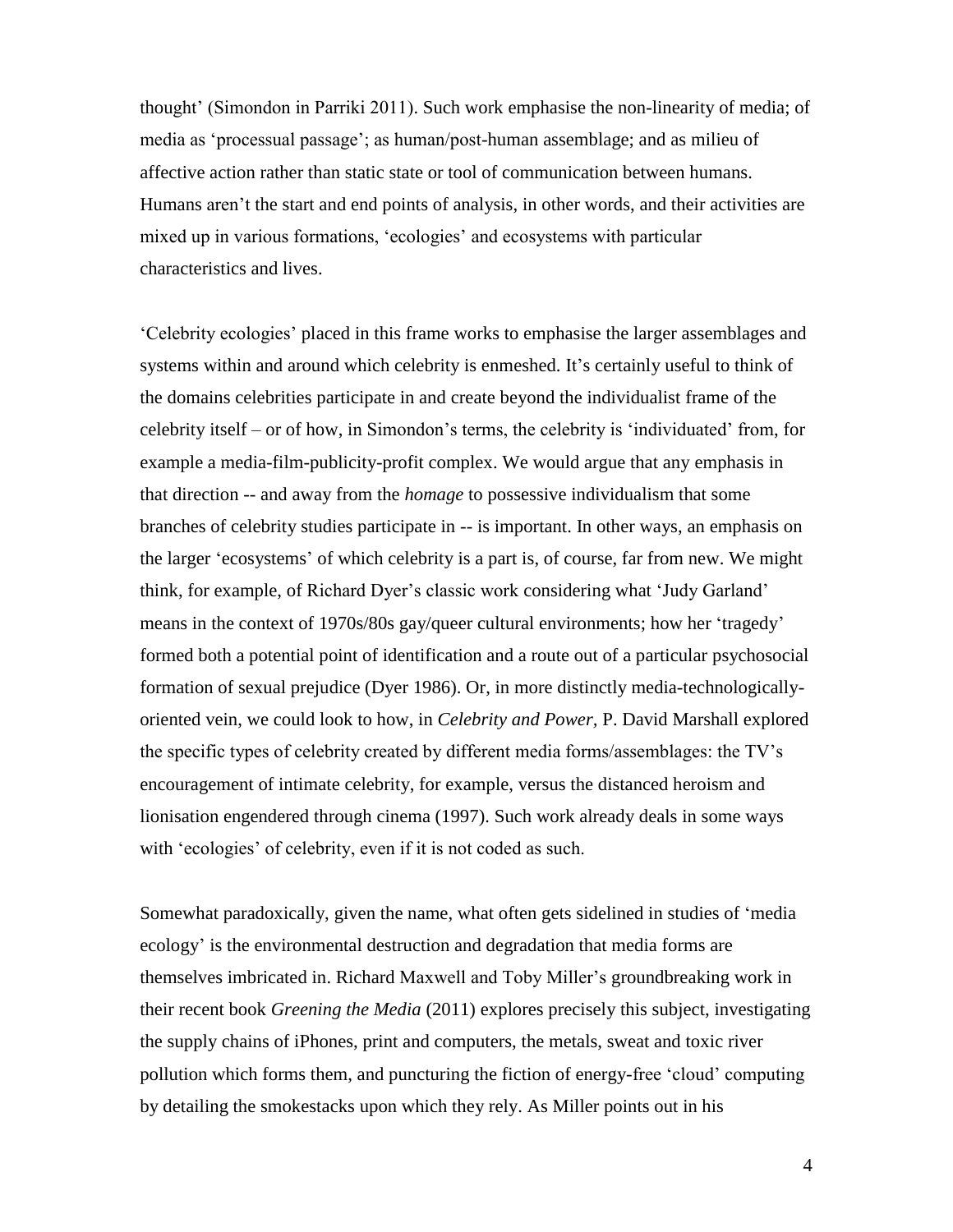thought' (Simondon in Parriki 2011). Such work emphasise the non-linearity of media; of media as 'processual passage'; as human/post-human assemblage; and as milieu of affective action rather than static state or tool of communication between humans. Humans aren't the start and end points of analysis, in other words, and their activities are mixed up in various formations, 'ecologies' and ecosystems with particular characteristics and lives.

'Celebrity ecologies' placed in this frame works to emphasise the larger assemblages and systems within and around which celebrity is enmeshed. It's certainly useful to think of the domains celebrities participate in and create beyond the individualist frame of the celebrity itself – or of how, in Simondon's terms, the celebrity is 'individuated' from, for example a media-film-publicity-profit complex. We would argue that any emphasis in that direction -- and away from the *homage* to possessive individualism that some branches of celebrity studies participate in -- is important. In other ways, an emphasis on the larger 'ecosystems' of which celebrity is a part is, of course, far from new. We might think, for example, of Richard Dyer's classic work considering what 'Judy Garland' means in the context of 1970s/80s gay/queer cultural environments; how her 'tragedy' formed both a potential point of identification and a route out of a particular psychosocial formation of sexual prejudice (Dyer 1986). Or, in more distinctly media-technologically-oriented vein, we could look to how, in *Celebrity and Power,* P. David Marshall explored the specific types of celebrity created by different media forms/assemblages: the TV's encouragement of intimate celebrity, for example, versus the distanced heroism and lionisation engendered through cinema (1997). Such work already deals in some ways with 'ecologies' of celebrity, even if it is not coded as such.

Somewhat paradoxically, given the name, what often gets sidelined in studies of 'media ecology' is the environmental destruction and degradation that media forms are themselves imbricated in. Richard Maxwell and Toby Miller's groundbreaking work in their recent book *Greening the Media* (2011) explores precisely this subject, investigating the supply chains of iPhones, print and computers, the metals, sweat and toxic river pollution which forms them, and puncturing the fiction of energy-free 'cloud' computing by detailing the smokestacks upon which they rely. As Miller points out in his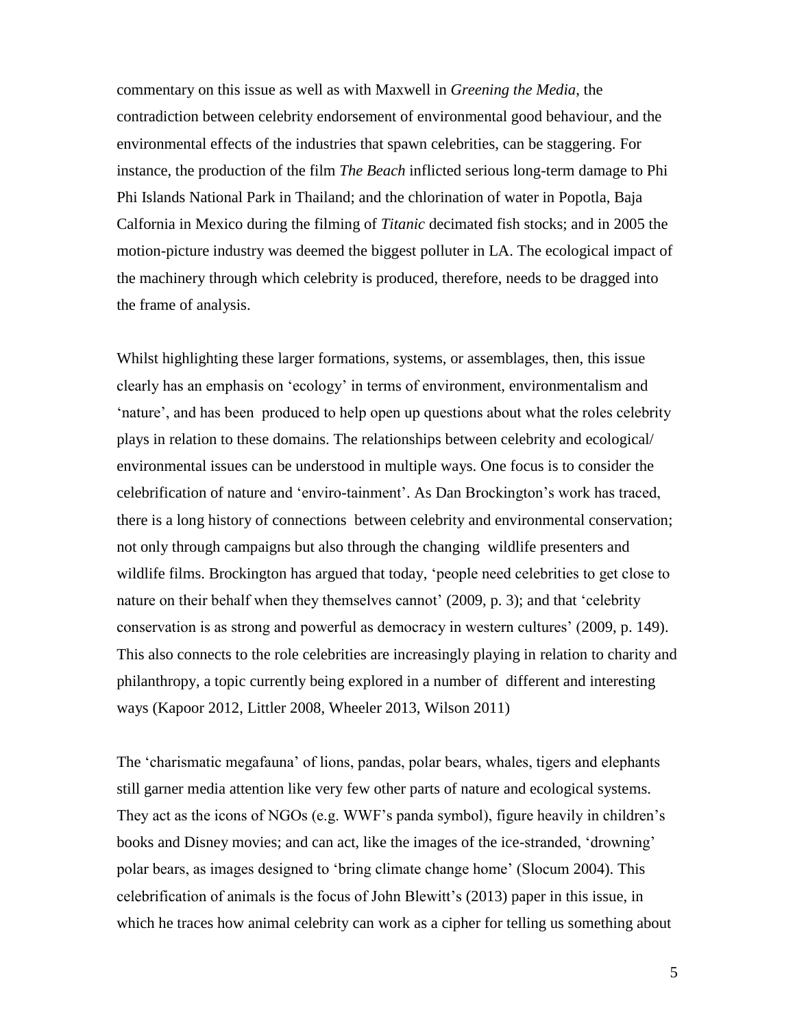commentary on this issue as well as with Maxwell in *Greening the Media*, the contradiction between celebrity endorsement of environmental good behaviour, and the environmental effects of the industries that spawn celebrities, can be staggering. For instance, the production of the film *The Beach* inflicted serious long-term damage to Phi Phi Islands National Park in Thailand; and the chlorination of water in Popotla, Baja Calfornia in Mexico during the filming of *Titanic* decimated fish stocks; and in 2005 the motion-picture industry was deemed the biggest polluter in LA. The ecological impact of the machinery through which celebrity is produced, therefore, needs to be dragged into the frame of analysis.

Whilst highlighting these larger formations, systems, or assemblages, then, this issue clearly has an emphasis on 'ecology' in terms of environment, environmentalism and 'nature', and has been produced to help open up questions about what the roles celebrity plays in relation to these domains. The relationships between celebrity and ecological/ environmental issues can be understood in multiple ways. One focus is to consider the celebrification of nature and 'enviro-tainment'. As Dan Brockington's work has traced, there is a long history of connections between celebrity and environmental conservation; not only through campaigns but also through the changing wildlife presenters and wildlife films. Brockington has argued that today, 'people need celebrities to get close to nature on their behalf when they themselves cannot' (2009, p. 3); and that 'celebrity conservation is as strong and powerful as democracy in western cultures' (2009, p. 149). This also connects to the role celebrities are increasingly playing in relation to charity and philanthropy, a topic currently being explored in a number of different and interesting ways (Kapoor 2012, Littler 2008, Wheeler 2013, Wilson 2011)

The 'charismatic megafauna' of lions, pandas, polar bears, whales, tigers and elephants still garner media attention like very few other parts of nature and ecological systems. They act as the icons of NGOs (e.g. WWF's panda symbol), figure heavily in children's books and Disney movies; and can act, like the images of the ice-stranded, 'drowning' polar bears, as images designed to 'bring climate change home' (Slocum 2004). This celebrification of animals is the focus of John Blewitt's (2013) paper in this issue, in which he traces how animal celebrity can work as a cipher for telling us something about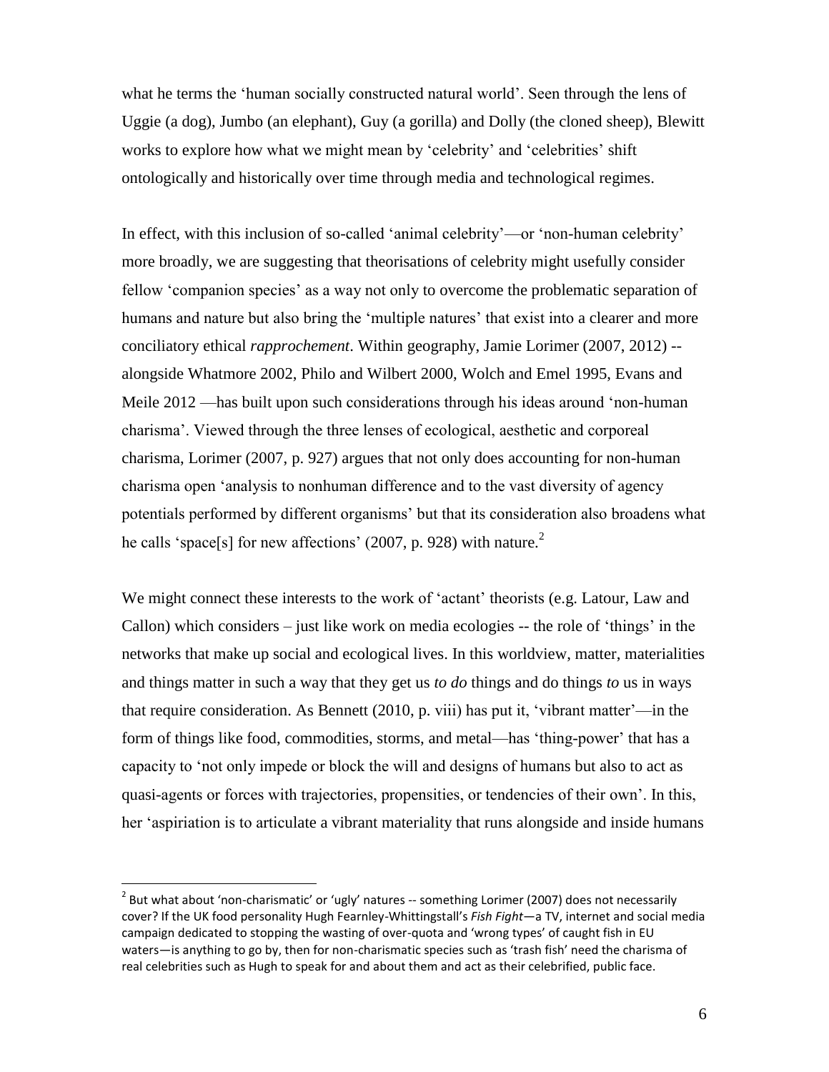what he terms the 'human socially constructed natural world'. Seen through the lens of Uggie (a dog), Jumbo (an elephant), Guy (a gorilla) and Dolly (the cloned sheep), Blewitt works to explore how what we might mean by 'celebrity' and 'celebrities' shift ontologically and historically over time through media and technological regimes.

In effect, with this inclusion of so-called 'animal celebrity'—or 'non-human celebrity' more broadly, we are suggesting that theorisations of celebrity might usefully consider fellow 'companion species' as a way not only to overcome the problematic separation of humans and nature but also bring the 'multiple natures' that exist into a clearer and more conciliatory ethical *rapprochement*. Within geography, Jamie Lorimer (2007, 2012) --alongside Whatmore 2002, Philo and Wilbert 2000, Wolch and Emel 1995, Evans and Meile 2012 —has built upon such considerations through his ideas around 'non-human charisma'. Viewed through the three lenses of ecological, aesthetic and corporeal charisma, Lorimer (2007, p. 927) argues that not only does accounting for non-human charisma open 'analysis to nonhuman difference and to the vast diversity of agency potentials performed by different organisms' but that its consideration also broadens what he calls 'space[s] for new affections' (2007, p. 928) with nature.[2]

We might connect these interests to the work of 'actant' theorists (e.g. Latour, Law and Callon) which considers – just like work on media ecologies -- the role of 'things' in the networks that make up social and ecological lives. In this worldview, matter, materialities and things matter in such a way that they get us *to do* things and do things *to* us in ways that require consideration. As Bennett (2010, p. viii) has put it, 'vibrant matter'—in the form of things like food, commodities, storms, and metal—has 'thing-power' that has a capacity to 'not only impede or block the will and designs of humans but also to act as quasi-agents or forces with trajectories, propensities, or tendencies of their own'. In this, her 'aspiration is to articulate a vibrant materiality that runs alongside and inside humans

---

[2] But what about 'non-charismatic' or 'ugly' natures -- something Lorimer (2007) does not necessarily cover? If the UK food personality Hugh Fearnley-Whittingstall's *Fish Fight*—a TV, internet and social media campaign dedicated to stopping the wasting of over-quota and 'wrong types' of caught fish in EU waters—is anything to go by, then for non-charismatic species such as 'trash fish' need the charisma of real celebrities such as Hugh to speak for and about them and act as their celebrified, public face.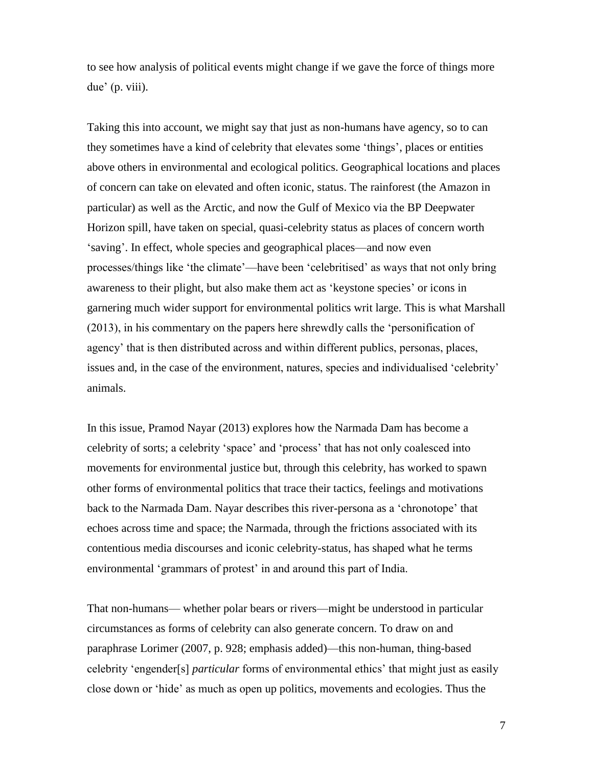to see how analysis of political events might change if we gave the force of things more due' (p. viii).

Taking this into account, we might say that just as non-humans have agency, so to can they sometimes have a kind of celebrity that elevates some 'things', places or entities above others in environmental and ecological politics. Geographical locations and places of concern can take on elevated and often iconic, status. The rainforest (the Amazon in particular) as well as the Arctic, and now the Gulf of Mexico via the BP Deepwater Horizon spill, have taken on special, quasi-celebrity status as places of concern worth 'saving'. In effect, whole species and geographical places—and now even processes/things like 'the climate'—have been 'celebritised' as ways that not only bring awareness to their plight, but also make them act as 'keystone species' or icons in garnering much wider support for environmental politics writ large. This is what Marshall (2013), in his commentary on the papers here shrewdly calls the 'personification of agency' that is then distributed across and within different publics, personas, places, issues and, in the case of the environment, natures, species and individualised 'celebrity' animals.

In this issue, Pramod Nayar (2013) explores how the Narmada Dam has become a celebrity of sorts; a celebrity 'space' and 'process' that has not only coalesced into movements for environmental justice but, through this celebrity, has worked to spawn other forms of environmental politics that trace their tactics, feelings and motivations back to the Narmada Dam. Nayar describes this river-persona as a 'chronotope' that echoes across time and space; the Narmada, through the frictions associated with its contentious media discourses and iconic celebrity-status, has shaped what he terms environmental 'grammars of protest' in and around this part of India.

That non-humans— whether polar bears or rivers—might be understood in particular circumstances as forms of celebrity can also generate concern. To draw on and paraphrase Lorimer (2007, p. 928; emphasis added)—this non-human, thing-based celebrity 'engender[s] *particular* forms of environmental ethics' that might just as easily close down or 'hide' as much as open up politics, movements and ecologies. Thus the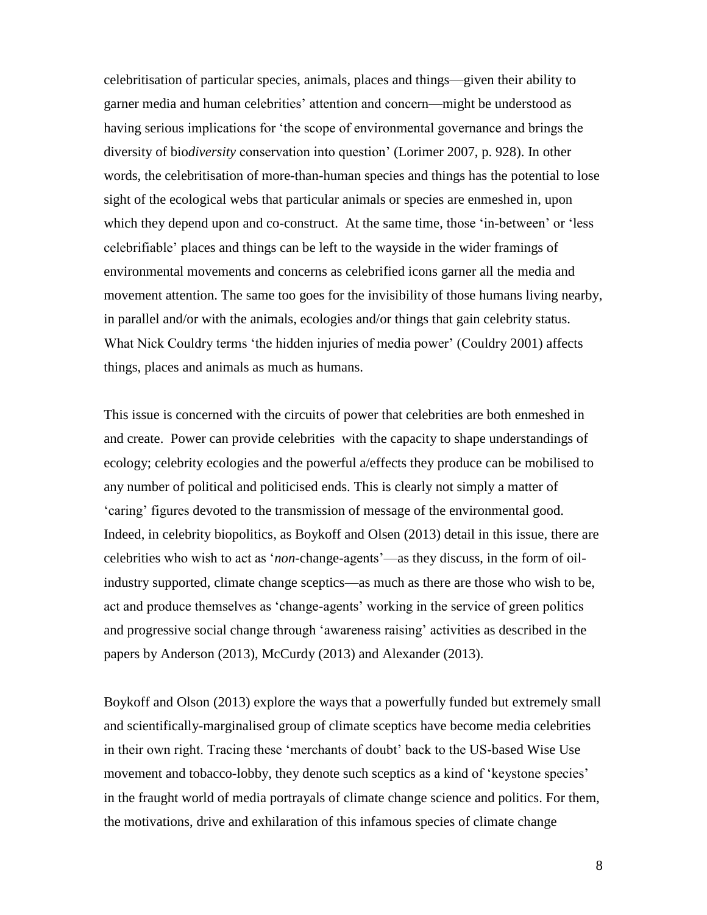celebritisation of particular species, animals, places and things—given their ability to garner media and human celebrities' attention and concern—might be understood as having serious implications for 'the scope of environmental governance and brings the diversity of bio*diversity* conservation into question' (Lorimer 2007, p. 928). In other words, the celebritisation of more-than-human species and things has the potential to lose sight of the ecological webs that particular animals or species are enmeshed in, upon which they depend upon and co-construct. At the same time, those 'in-between' or 'less celebrifiable' places and things can be left to the wayside in the wider framings of environmental movements and concerns as celebrified icons garner all the media and movement attention. The same too goes for the invisibility of those humans living nearby, in parallel and/or with the animals, ecologies and/or things that gain celebrity status. What Nick Couldry terms 'the hidden injuries of media power' (Couldry 2001) affects things, places and animals as much as humans.

This issue is concerned with the circuits of power that celebrities are both enmeshed in and create. Power can provide celebrities with the capacity to shape understandings of ecology; celebrity ecologies and the powerful a/effects they produce can be mobilised to any number of political and politicised ends. This is clearly not simply a matter of 'caring' figures devoted to the transmission of message of the environmental good. Indeed, in celebrity biopolitics, as Boykoff and Olsen (2013) detail in this issue, there are celebrities who wish to act as '*non*-change-agents'—as they discuss, in the form of oil-industry supported, climate change sceptics—as much as there are those who wish to be, act and produce themselves as 'change-agents' working in the service of green politics and progressive social change through 'awareness raising' activities as described in the papers by Anderson (2013), McCurdy (2013) and Alexander (2013).

Boykoff and Olson (2013) explore the ways that a powerfully funded but extremely small and scientifically-marginalised group of climate sceptics have become media celebrities in their own right. Tracing these 'merchants of doubt' back to the US-based Wise Use movement and tobacco-lobby, they denote such sceptics as a kind of 'keystone species' in the fraught world of media portrayals of climate change science and politics. For them, the motivations, drive and exhilaration of this infamous species of climate change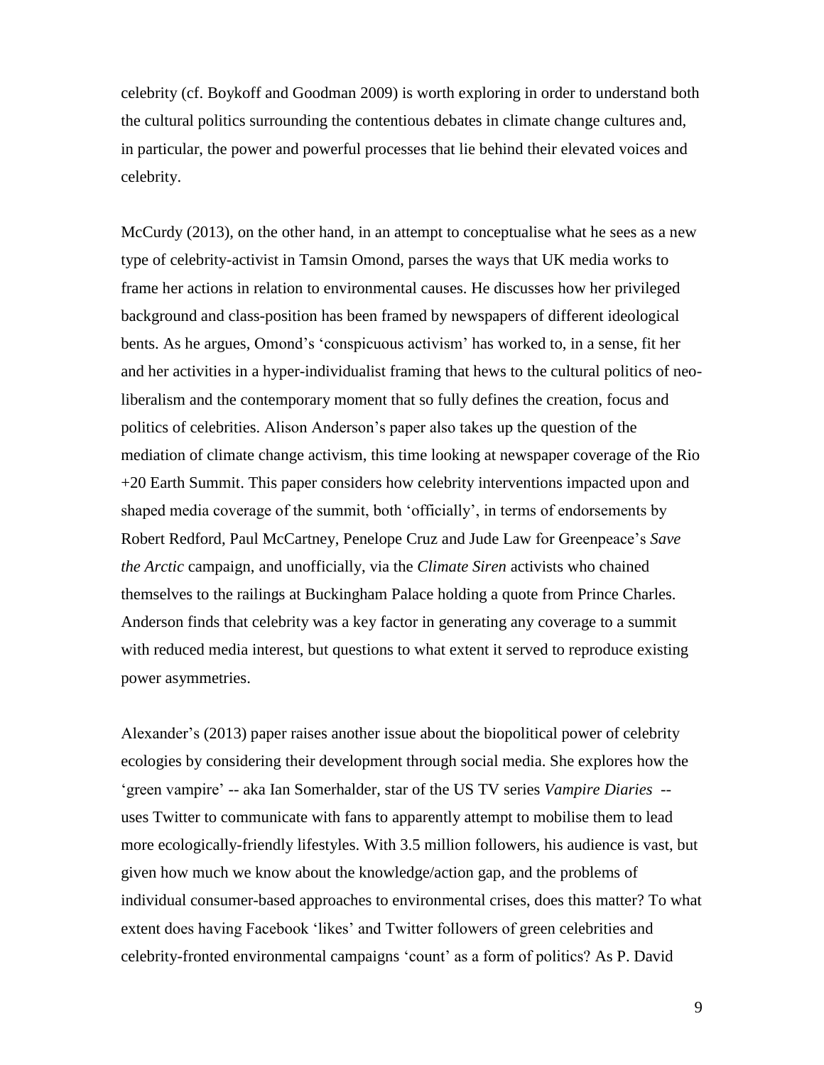celebrity (cf. Boykoff and Goodman 2009) is worth exploring in order to understand both the cultural politics surrounding the contentious debates in climate change cultures and, in particular, the power and powerful processes that lie behind their elevated voices and celebrity.

McCurdy (2013), on the other hand, in an attempt to conceptualise what he sees as a new type of celebrity-activist in Tamsin Omond, parses the ways that UK media works to frame her actions in relation to environmental causes. He discusses how her privileged background and class-position has been framed by newspapers of different ideological bents. As he argues, Omond's 'conspicuous activism' has worked to, in a sense, fit her and her activities in a hyper-individualist framing that hews to the cultural politics of neo-liberalism and the contemporary moment that so fully defines the creation, focus and politics of celebrities. Alison Anderson's paper also takes up the question of the mediation of climate change activism, this time looking at newspaper coverage of the Rio +20 Earth Summit. This paper considers how celebrity interventions impacted upon and shaped media coverage of the summit, both 'officially', in terms of endorsements by Robert Redford, Paul McCartney, Penelope Cruz and Jude Law for Greenpeace's *Save the Arctic* campaign, and unofficially, via the *Climate Siren* activists who chained themselves to the railings at Buckingham Palace holding a quote from Prince Charles. Anderson finds that celebrity was a key factor in generating any coverage to a summit with reduced media interest, but questions to what extent it served to reproduce existing power asymmetries.

Alexander's (2013) paper raises another issue about the biopolitical power of celebrity ecologies by considering their development through social media. She explores how the 'green vampire' -- aka Ian Somerhalder, star of the US TV series *Vampire Diaries* -- uses Twitter to communicate with fans to apparently attempt to mobilise them to lead more ecologically-friendly lifestyles. With 3.5 million followers, his audience is vast, but given how much we know about the knowledge/action gap, and the problems of individual consumer-based approaches to environmental crises, does this matter? To what extent does having Facebook 'likes' and Twitter followers of green celebrities and celebrity-fronted environmental campaigns 'count' as a form of politics? As P. David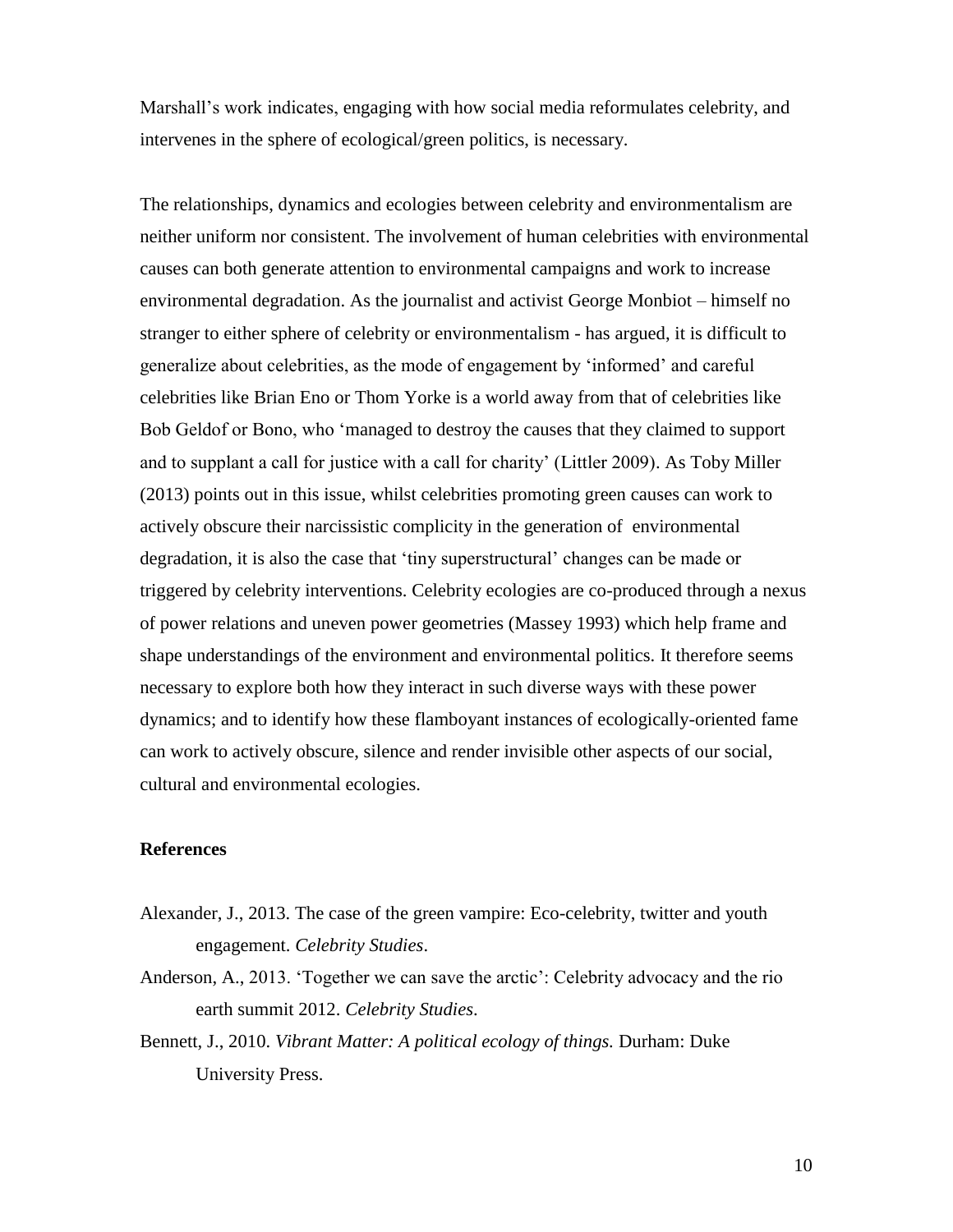Marshall's work indicates, engaging with how social media reformulates celebrity, and intervenes in the sphere of ecological/green politics, is necessary.

The relationships, dynamics and ecologies between celebrity and environmentalism are neither uniform nor consistent. The involvement of human celebrities with environmental causes can both generate attention to environmental campaigns and work to increase environmental degradation. As the journalist and activist George Monbiot – himself no stranger to either sphere of celebrity or environmentalism - has argued, it is difficult to generalize about celebrities, as the mode of engagement by 'informed' and careful celebrities like Brian Eno or Thom Yorke is a world away from that of celebrities like Bob Geldof or Bono, who 'managed to destroy the causes that they claimed to support and to supplant a call for justice with a call for charity' (Littler 2009). As Toby Miller (2013) points out in this issue, whilst celebrities promoting green causes can work to actively obscure their narcissistic complicity in the generation of environmental degradation, it is also the case that 'tiny superstructural' changes can be made or triggered by celebrity interventions. Celebrity ecologies are co-produced through a nexus of power relations and uneven power geometries (Massey 1993) which help frame and shape understandings of the environment and environmental politics. It therefore seems necessary to explore both how they interact in such diverse ways with these power dynamics; and to identify how these flamboyant instances of ecologically-oriented fame can work to actively obscure, silence and render invisible other aspects of our social, cultural and environmental ecologies.

## References

Alexander, J., 2013. The case of the green vampire: Eco-celebrity, twitter and youth engagement. *Celebrity Studies*.

Anderson, A., 2013. 'Together we can save the arctic': Celebrity advocacy and the rio earth summit 2012. *Celebrity Studies*.

Bennett, J., 2010. *Vibrant Matter: A political ecology of things.* Durham: Duke University Press.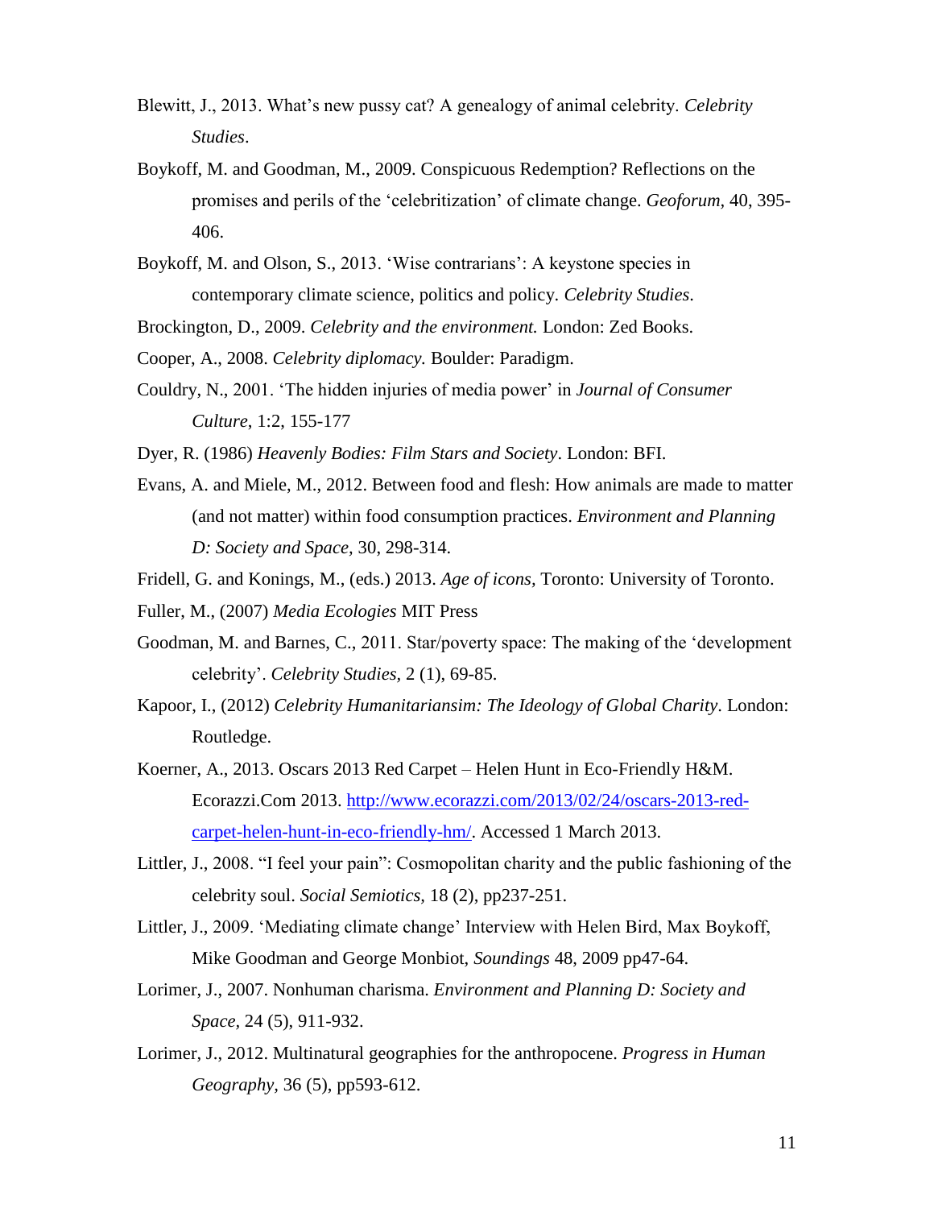Blewitt, J., 2013. What's new pussy cat? A genealogy of animal celebrity. *Celebrity Studies*.

Boykoff, M. and Goodman, M., 2009. Conspicuous Redemption? Reflections on the promises and perils of the 'celebritization' of climate change. *Geoforum*, 40, 395-406.

Boykoff, M. and Olson, S., 2013. 'Wise contrarians': A keystone species in contemporary climate science, politics and policy. *Celebrity Studies*.

Brockington, D., 2009. *Celebrity and the environment.* London: Zed Books.

Cooper, A., 2008. *Celebrity diplomacy.* Boulder: Paradigm.

Couldry, N., 2001. 'The hidden injuries of media power' in *Journal of Consumer Culture*, 1:2, 155-177

Dyer, R. (1986) *Heavenly Bodies: Film Stars and Society*. London: BFI.

Evans, A. and Miele, M., 2012. Between food and flesh: How animals are made to matter (and not matter) within food consumption practices. *Environment and Planning D: Society and Space,* 30, 298-314.

Fridell, G. and Konings, M., (eds.) 2013. *Age of icons*, Toronto: University of Toronto.

Fuller, M., (2007) *Media Ecologies* MIT Press

Goodman, M. and Barnes, C., 2011. Star/poverty space: The making of the 'development celebrity'. *Celebrity Studies,* 2 (1), 69-85.

Kapoor, I., (2012) *Celebrity Humanitariansim: The Ideology of Global Charity*. London: Routledge.

Koerner, A., 2013. Oscars 2013 Red Carpet – Helen Hunt in Eco-Friendly H&M. Ecorazzi.Com 2013. [http://www.ecorazzi.com/2013/02/24/oscars-2013-red-carpet-helen-hunt-in-eco-friendly-hm/](http://www.ecorazzi.com/2013/02/24/oscars-2013-red-carpet-helen-hunt-in-eco-friendly-hm/). Accessed 1 March 2013.

Littler, J., 2008. "I feel your pain": Cosmopolitan charity and the public fashioning of the celebrity soul. *Social Semiotics,* 18 (2), pp237-251.

Littler, J., 2009. 'Mediating climate change' Interview with Helen Bird, Max Boykoff, Mike Goodman and George Monbiot, *Soundings* 48, 2009 pp47-64.

Lorimer, J., 2007. Nonhuman charisma. *Environment and Planning D: Society and Space,* 24 (5), 911-932.

Lorimer, J., 2012. Multinatural geographies for the anthropocene. *Progress in Human Geography,* 36 (5), pp593-612.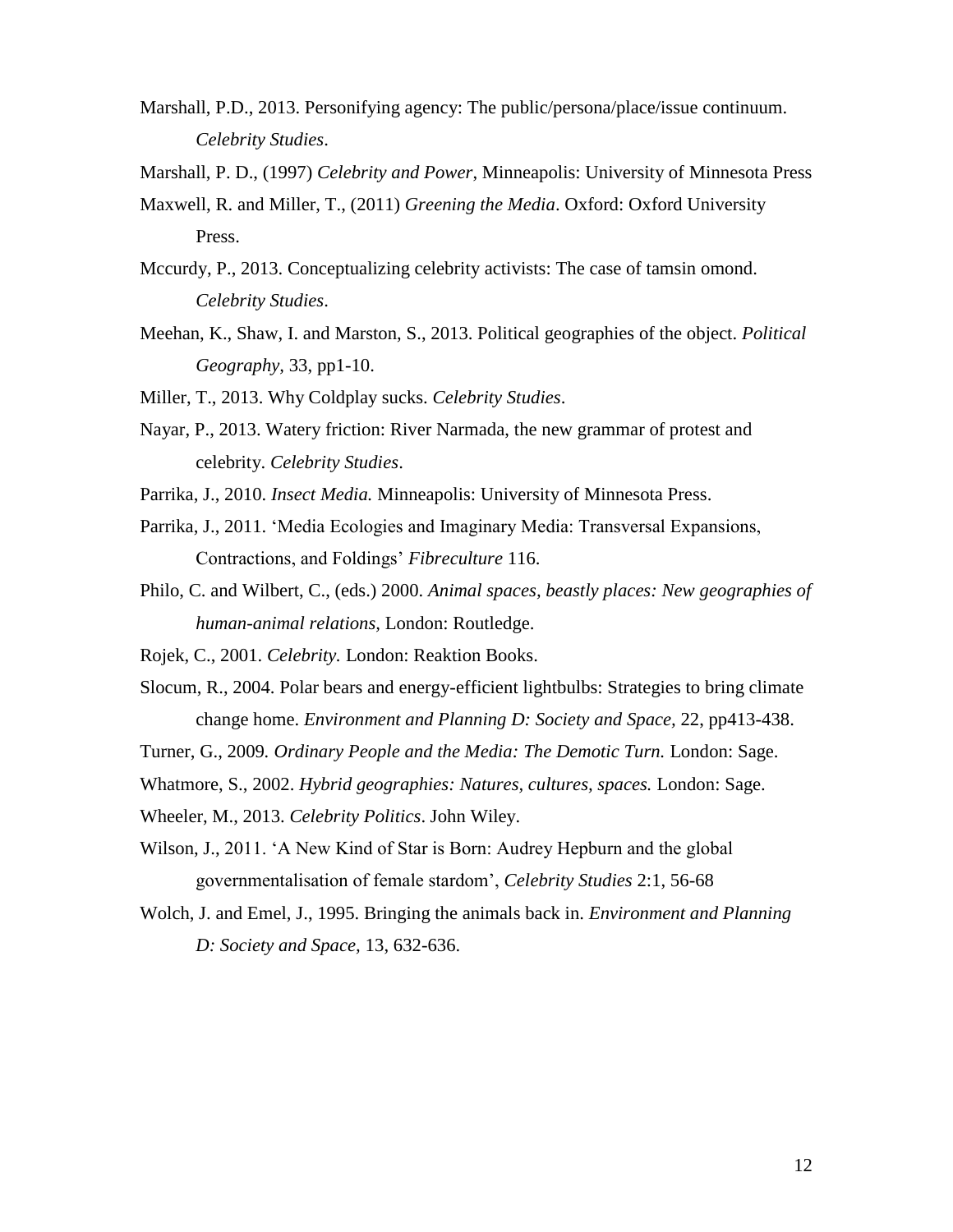Marshall, P.D., 2013. Personifying agency: The public/persona/place/issue continuum. *Celebrity Studies*.

Marshall, P. D., (1997) *Celebrity and Power*, Minneapolis: University of Minnesota Press

Maxwell, R. and Miller, T., (2011) *Greening the Media*. Oxford: Oxford University Press.

Mccurdy, P., 2013. Conceptualizing celebrity activists: The case of tamsin omond. *Celebrity Studies*.

Meehan, K., Shaw, I. and Marston, S., 2013. Political geographies of the object. *Political Geography,* 33, pp1-10.

Miller, T., 2013. Why Coldplay sucks. *Celebrity Studies*.

Nayar, P., 2013. Watery friction: River Narmada, the new grammar of protest and celebrity. *Celebrity Studies*.

Parrika, J., 2010. *Insect Media.* Minneapolis: University of Minnesota Press.

Parrika, J., 2011. 'Media Ecologies and Imaginary Media: Transversal Expansions, Contractions, and Foldings' *Fibreculture* 116.

Philo, C. and Wilbert, C., (eds.) 2000. *Animal spaces, beastly places: New geographies of human-animal relations,* London: Routledge.

Rojek, C., 2001. *Celebrity.* London: Reaktion Books.

Slocum, R., 2004. Polar bears and energy-efficient lightbulbs: Strategies to bring climate change home. *Environment and Planning D: Society and Space,* 22, pp413-438.

Turner, G., 2009. *Ordinary People and the Media: The Demotic Turn.* London: Sage.

Whatmore, S., 2002. *Hybrid geographies: Natures, cultures, spaces.* London: Sage.

Wheeler, M., 2013. *Celebrity Politics*. John Wiley.

Wilson, J., 2011. 'A New Kind of Star is Born: Audrey Hepburn and the global governmentalisation of female stardom', *Celebrity Studies* 2:1, 56-68

Wolch, J. and Emel, J., 1995. Bringing the animals back in. *Environment and Planning D: Society and Space,* 13, 632-636.